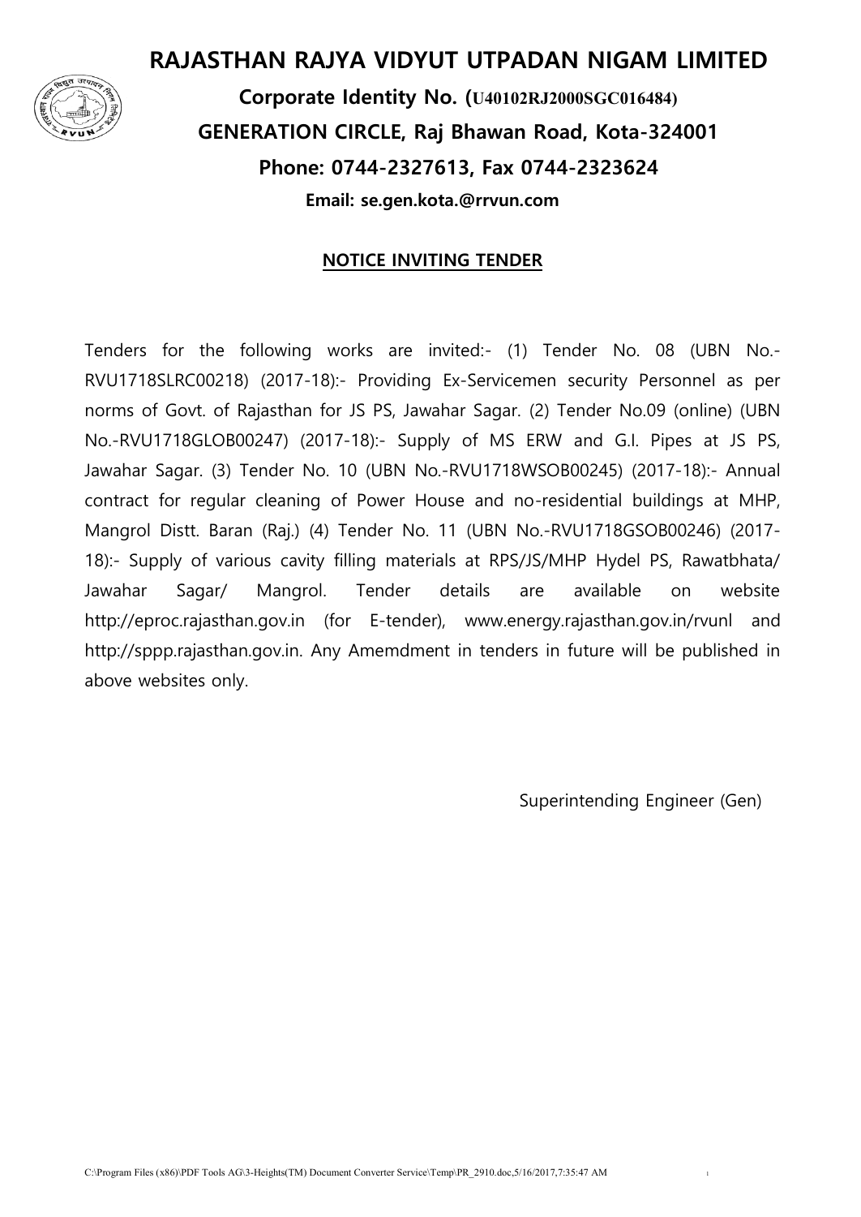# RAJASTHAN RAJYA VIDYUT UTPADAN NIGAM LIMITED

**Corporate Identity No. (U40102RJ2000SGC016484)**

**GENERATION CIRCLE, Raj Bhawan Road, Kota-324001**

**Phone: 0744-2327613, Fax 0744-2323624**

**Email: se.gen.kota.@rrvun.com**

**NOTICE INVITING TENDER**

Tenders for the following works are invited:- (1) Tender No. 08 (UBN No.-RVU1718SLRC00218) (2017-18):- Providing Ex-Servicemen security Personnel as per norms of Govt. of Rajasthan for JS PS, Jawahar Sagar. (2) Tender No.09 (online) (UBN No.-RVU1718GLOB00247) (2017-18):- Supply of MS ERW and G.I. Pipes at JS PS, Jawahar Sagar. (3) Tender No. 10 (UBN No.-RVU1718WSOB00245) (2017-18):- Annual contract for regular cleaning of Power House and no-residential buildings at MHP, Mangrol Distt. Baran (Raj.) (4) Tender No. 11 (UBN No.-RVU1718GSOB00246) (2017-18):- Supply of various cavity filling materials at RPS/JS/MHP Hydel PS, Rawatbhata/ Jawahar Sagar/ Mangrol. Tender details are available on website http://eproc.rajasthan.gov.in (for E-tender), www.energy.rajasthan.gov.in/rvunl and http://sppp.rajasthan.gov.in. Any Amemdment in tenders in future will be published in above websites only.

Superintending Engineer (Gen)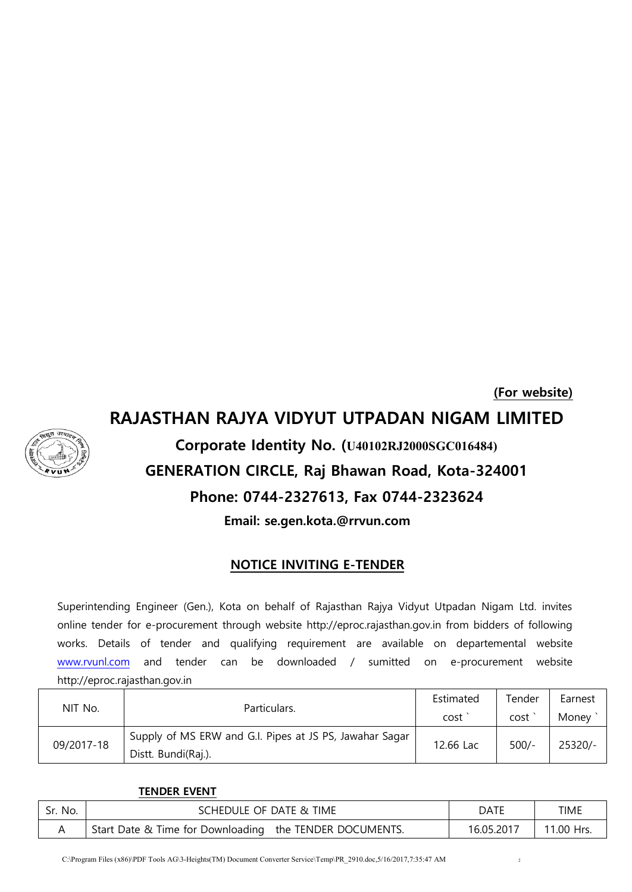**(For website)**

# RAJASTHAN RAJYA VIDYUT UTPADAN NIGAM LIMITED

## Corporate Identity No. (U40102RJ2000SGC016484)

## GENERATION CIRCLE, Raj Bhawan Road, Kota-324001

## Phone: 0744-2327613, Fax 0744-2323624

**Email: se.gen.kota.@rrvun.com**

## NOTICE INVITING E-TENDER

Superintending Engineer (Gen.), Kota on behalf of Rajasthan Rajya Vidyut Utpadan Nigam Ltd. invites online tender for e-procurement through website http://eproc.rajasthan.gov.in from bidders of following works. Details of tender and qualifying requirement are available on departemental website www.rvunl.com and tender can be downloaded / sumitted on e-procurement website http://eproc.rajasthan.gov.in

| NIT No. | Particulars. | Estimated cost ` | Tender cost ` | Earnest Money ` |
|---|---|---|---|---|
| 09/2017-18 | Supply of MS ERW and G.I. Pipes at JS PS, Jawahar Sagar Distt. Bundi(Raj.). | 12.66 Lac | 500/- | 25320/- |

**TENDER EVENT**

| Sr. No. | SCHEDULE OF DATE & TIME | DATE | TIME |
|---|---|---|---|
| A | Start Date & Time for Downloading the TENDER DOCUMENTS. | 16.05.2017 | 11.00 Hrs. |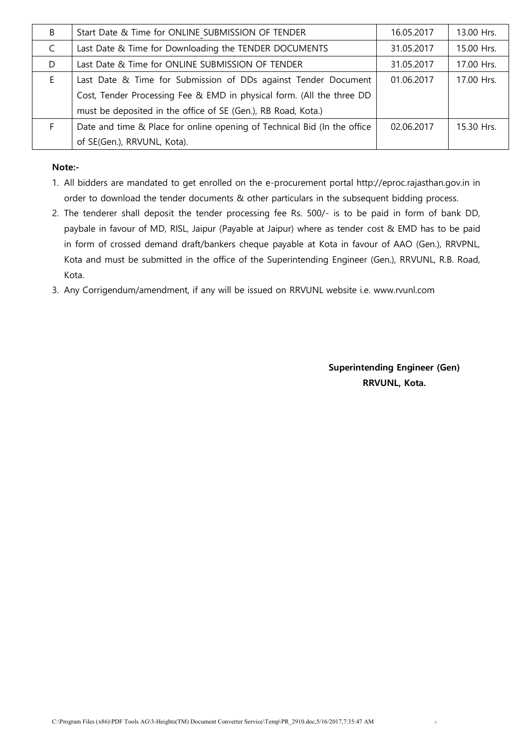| B | Start Date & Time for ONLINE_SUBMISSION OF TENDER | 16.05.2017 | 13.00 Hrs. |
|---|---|---|---|
| C | Last Date & Time for Downloading the TENDER DOCUMENTS | 31.05.2017 | 15.00 Hrs. |
| D | Last Date & Time for ONLINE SUBMISSION OF TENDER | 31.05.2017 | 17.00 Hrs. |
| E | Last Date & Time for Submission of DDs against Tender Document Cost, Tender Processing Fee & EMD in physical form. (All the three DD must be deposited in the office of SE (Gen.), RB Road, Kota.) | 01.06.2017 | 17.00 Hrs. |
| F | Date and time & Place for online opening of Technical Bid (In the office of SE(Gen.), RRVUNL, Kota). | 02.06.2017 | 15.30 Hrs. |

**Note:-**

1. All bidders are mandated to get enrolled on the e-procurement portal http://eproc.rajasthan.gov.in in order to download the tender documents & other particulars in the subsequent bidding process.
2. The tenderer shall deposit the tender processing fee Rs. 500/- is to be paid in form of bank DD, paybale in favour of MD, RISL, Jaipur (Payable at Jaipur) where as tender cost & EMD has to be paid in form of crossed demand draft/bankers cheque payable at Kota in favour of AAO (Gen.), RRVPNL, Kota and must be submitted in the office of the Superintending Engineer (Gen.), RRVUNL, R.B. Road, Kota.
3. Any Corrigendum/amendment, if any will be issued on RRVUNL website i.e. www.rvunl.com

**Superintending Engineer (Gen)**
**RRVUNL, Kota.**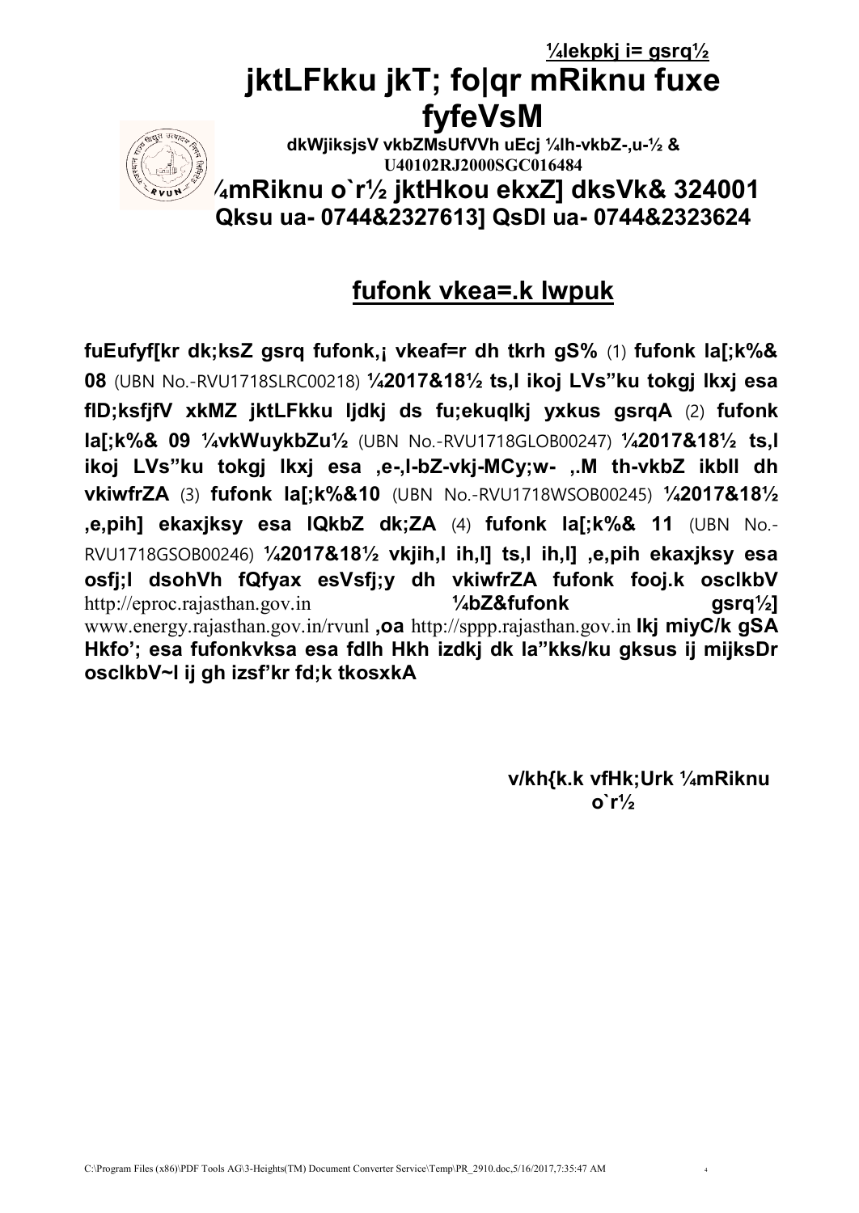**¼lekpkj i= gsrq½**

# jktLFkku jkT; fo|qr mRiknu fuxe fyfeVsM

**dkWjiksjsV vkbZMsUfVVh uEcj ¼lh-vkbZ-,u-½ & U40102RJ2000SGC016484**

## ¼mRiknu o`r½ jktHkou ekxZ] dksVk& 324001

## Qksu ua- 0744&2327613] QsDl ua- 0744&2323624

## fufonk vkea=.k lwpuk

**fuEufyf[kr dk;ksZ gsrq fufonk,¡ vkeaf=r dh tkrh gS%** (1) **fufonk la[;k%& 08** (UBN No.-RVU1718SLRC00218) **¼2017&18½ ts,l ikoj LVs"ku tokgj lkxj esa flD;ksfjfV xkMZ jktLFkku ljdkj ds fu;ekuqlkj yxkus gsrqA** (2) **fufonk la[;k%& 09 ¼vkWuykbZu½** (UBN No.-RVU1718GLOB00247) **¼2017&18½ ts,l ikoj LVs"ku tokgj lkxj esa ,e-,l-bZ-vkj-MCy;w- ,.M th-vkbZ ikbIl dh vkiwfrZA** (3) **fufonk la[;k%&10** (UBN No.-RVU1718WSOB00245) **¼2017&18½ ,e,pih] ekaxjksy esa lQkbZ dk;ZA** (4) **fufonk la[;k%& 11** (UBN No.-RVU1718GSOB00246) **¼2017&18½ vkjih,l ih,l] ts,l ih,l] ,e,pih ekaxjksy esa osfj;l dsohVh fQfyax esVsfj;y dh vkiwfrZA fufonk fooj.k osclkbV** http://eproc.rajasthan.gov.in **¼bZ&fufonk gsrq½]** www.energy.rajasthan.gov.in/rvunl **,oa** http://sppp.rajasthan.gov.in **lkj miyC/k gSA Hkfo'; esa fufonkvksa esa fdlh Hkh izdkj dk la"kks/ku gksus ij mijksDr osclkbV~l ij gh izsf'kr fd;k tkosxkA**

**v/kh{k.k vfHk;Urk ¼mRiknu o`r½**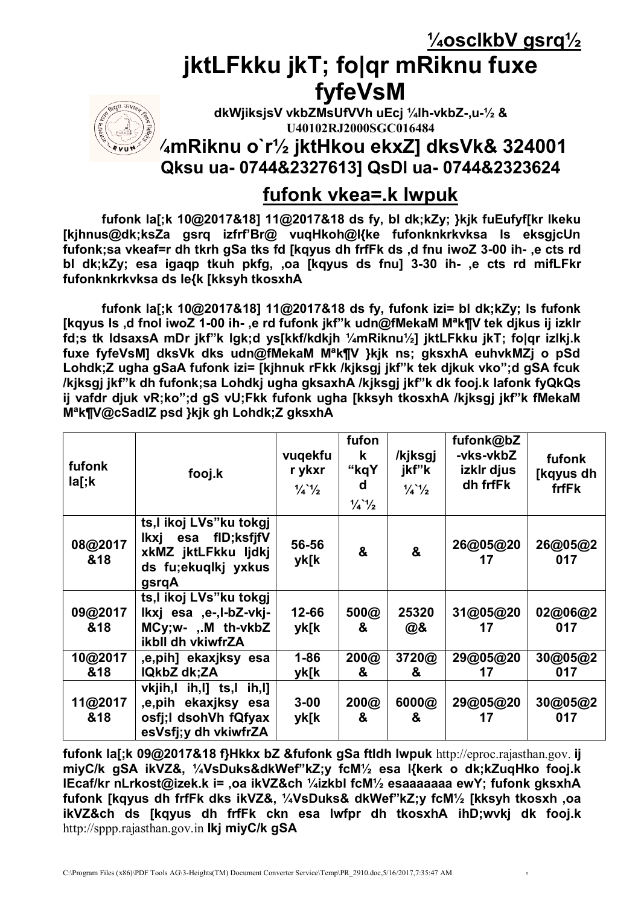**¼osclkbV gsrq½**

# jktLFkku jkT; fo|qr mRiknu fuxe fyfeVsM

**dkWjiksjsV vkbZMsUfVVh uEcj ¼lh-vkbZ-,u-½ & U40102RJ2000SGC016484**

## ¼mRiknu o`r½ jktHkou ekxZ] dksVk& 324001

**Qksu ua- 0744&2327613] QsDl ua- 0744&2323624**

## fufonk vkea=.k lwpuk

**fufonk la[;k 10@2017&18] 11@2017&18 ds fy, bl dk;kZy; }kjk fuEufyf[kr lkeku [kjhnus@dk;ksZa gsrq izfrf'Br@ vuqHkoh@l{ke fufonknkrkvksa ls eksgjcUn fufonk;sa vkeaf=r dh tkrh gSa tks fd [kqyus dh frfFk ds ,d fnu iwoZ 3-00 ih- ,e cts rd bl dk;kZy; esa igaqp tkuh pkfg, ,oa [kqyus ds fnu] 3-30 ih- ,e cts rd mifLFkr fufonknkrkvksa ds le{k [kksyh tkosxhA**

**fufonk la[;k 10@2017&18] 11@2017&18 ds fy, fufonk izi= bl dk;kZy; ls fufonk [kqyus ls ,d fnol iwoZ 1-00 ih- ,e rd fufonk jkf"k udn@fMekaM Mªk¶V tek djkus ij izkIr fd;s tk ldsaxsA mDr jkf"k lgk;d ys[kkf/kdkjh ¼mRiknu½] jktLFkku jkT; fo|qr izlkj.k fuxe fyfeVsM] dksVk dks udn@fMekaM Mªk¶V }kjk ns; gksxhA euhvkMZj o pSd Lohdk;Z ugha gSaA fufonk izi= [kjhnuk rFkk /kjksgj jkf"k tek djkuk vko";d gSA fcuk /kjksgj jkf"k dh fufonk;sa Lohdkj ugha gksaxhA /kjksgj jkf"k dk fooj.k lafonk fyQkQs ij vafdr djuk vR;ko";d gS vU;Fkk fufonk ugha [kksyh tkosxhA /kjksgj jkf"k fMekaM Mªk¶V@cSadlZ psd }kjk gh Lohdk;Z gksxhA**

| fufonk la[;k | fooj.k | vuqekfur ykxr ¼`½ | fufonk "kqYd ¼`½ | /kjksgj jkf"k ¼`½ | fufonk@bZ-vks-vkbZ izkIr djus dh frfFk | fufonk [kqyus dh frfFk |
|---|---|---|---|---|---|---|
| 08@2017&18 | ts,l ikoj LVs"ku tokgj lkxj esa fID;ksfjfV xkMZ jktLFkku ljdkj ds fu;ekuqlkj yxkus gsrqA | 56-56 yk[k | & | & | 26@05@2017 | 26@05@2017 |
| 09@2017&18 | ts,l ikoj LVs"ku tokgj lkxj esa ,e-,l-bZ-vkj-MCy;w- ,.M th-vkbZ ikbIl dh vkiwfrZA | 12-66 yk[k | 500@& | 25320@& | 31@05@2017 | 02@06@2017 |
| 10@2017&18 | ,e,pih] ekaxjksy esa lQkbZ dk;ZA | 1-86 yk[k | 200@& | 3720@& | 29@05@2017 | 30@05@2017 |
| 11@2017&18 | vkjih,l ih,l] ts,l ih,l] ,e,pih ekaxjksy esa osfj;l dsohVh fQfyax esVsfj;y dh vkiwfrZA | 3-00 yk[k | 200@& | 6000@& | 29@05@2017 | 30@05@2017 |

**fufonk la[;k 09@2017&18 f}Hkkx bZ &fufonk gSa ftldh lwpuk** http://eproc.rajasthan.gov. **ij miyC/k gSA ikVZ&, ¼VsDuks&dkWef"kZ;y fcM½ esa l{kerk o dk;kZuqHko fooj.k lEcaf/kr nLrkost@izek.k i= ,oa ikVZ&ch ¼izkbl fcM½ esaaaaaaa ewY; fufonk gksxhA fufonk [kqyus dh frfFk dks ikVZ&, ¼VsDuks& dkWef"kZ;y fcM½ [kksyh tkosxh ,oa ikVZ&ch ds [kqyus dh frfFk ckn esa lwfpr dh tkosxhA ihD;wvkj dk fooj.k** http://sppp.rajasthan.gov.in **lkj miyC/k gSA**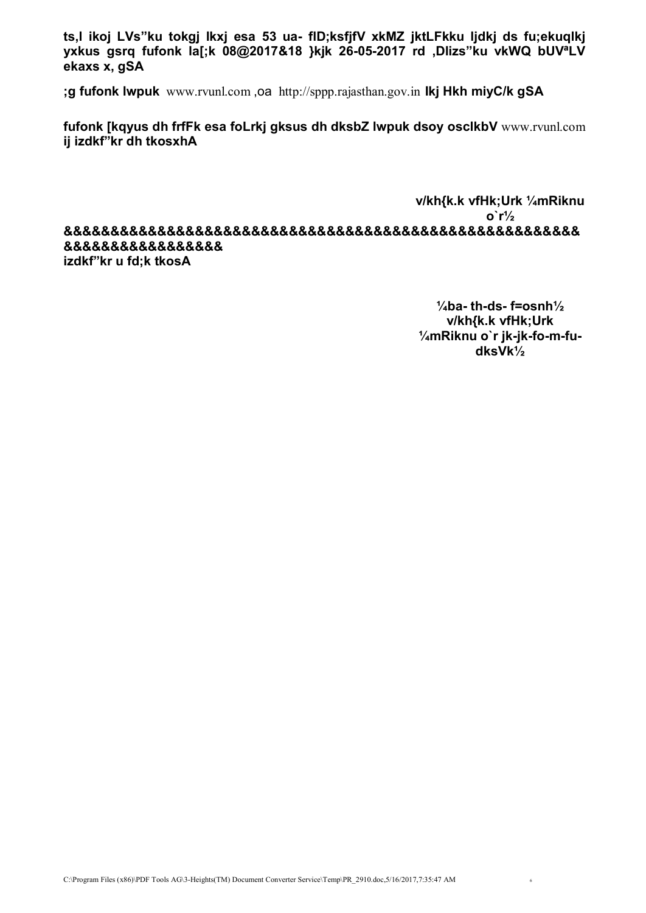**ts,l ikoj LVs"ku tokgj lkxj esa 53 ua- flD;ksfjfV xkMZ jktLFkku ljdkj ds fu;ekuqlkj yxkus gsrq fufonk la[;k 08@2017&18 }kjk 26-05-2017 rd ,Dlizs"ku vkWQ bUVªLV ekaxs x, gSA**

**;g fufonk lwpuk** www.rvunl.com ,oa http://sppp.rajasthan.gov.in **Ikj Hkh miyC/k gSA**

**fufonk [kqyus dh frfFk esa foLrkj gksus dh dksbZ lwpuk dsoy osclkbV** www.rvunl.com **ij izdkf"kr dh tkosxhA**

**v/kh{k.k vfHk;Urk ¼mRiknu o`r½**

**&&&&&&&&&&&&&&&&&&&&&&&&&&&&&&&&&&&&&&&&&&&&&&&&&&&&&&&&&&&&&&&&&**

**izdkf"kr u fd;k tkosA**

**¼ba- th-ds- f=osnh½**
**v/kh{k.k vfHk;Urk**
**¼mRiknu o`r jk-jk-fo-m-fu-dksVk½**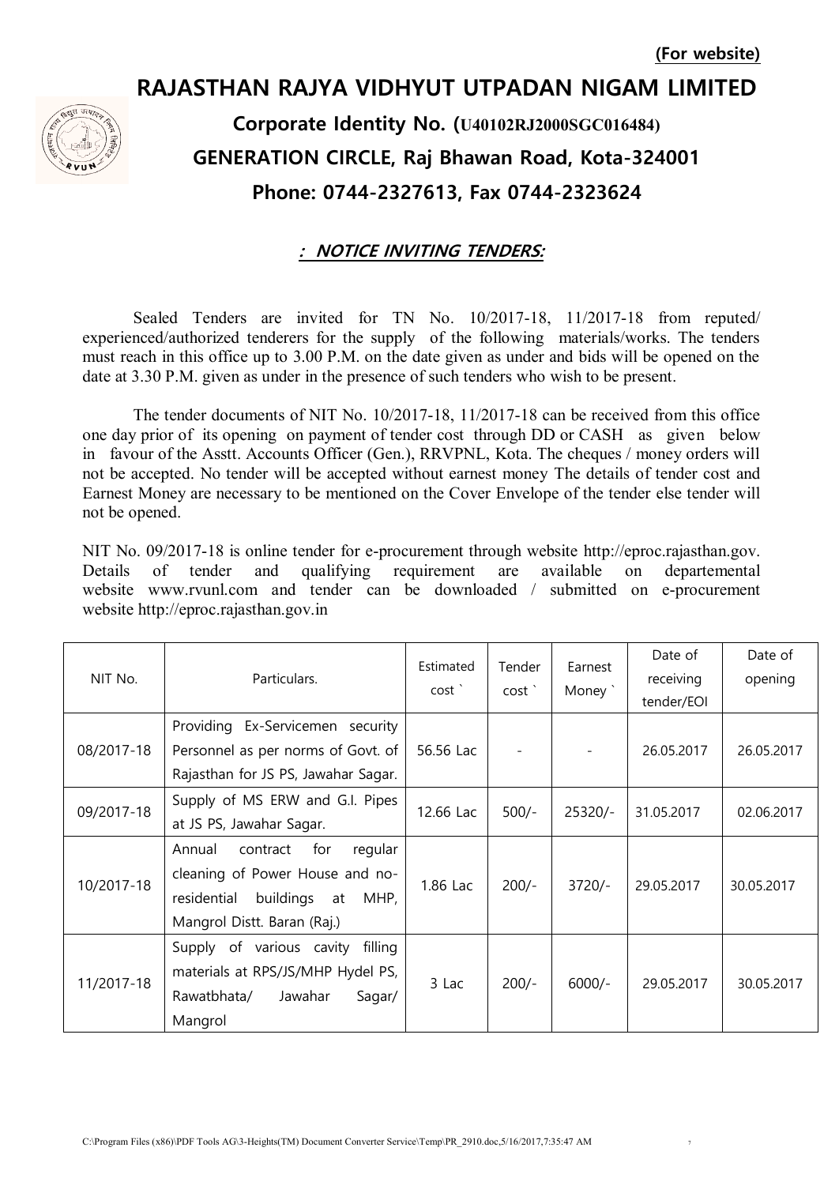**(For website)**

# RAJASTHAN RAJYA VIDHYUT UTPADAN NIGAM LIMITED

## Corporate Identity No. (U40102RJ2000SGC016484)

## GENERATION CIRCLE, Raj Bhawan Road, Kota-324001

## Phone: 0744-2327613, Fax 0744-2323624

### *: NOTICE INVITING TENDERS:*

Sealed Tenders are invited for TN No. 10/2017-18, 11/2017-18 from reputed/ experienced/authorized tenderers for the supply of the following materials/works. The tenders must reach in this office up to 3.00 P.M. on the date given as under and bids will be opened on the date at 3.30 P.M. given as under in the presence of such tenders who wish to be present.

The tender documents of NIT No. 10/2017-18, 11/2017-18 can be received from this office one day prior of its opening on payment of tender cost through DD or CASH as given below in favour of the Asstt. Accounts Officer (Gen.), RRVPNL, Kota. The cheques / money orders will not be accepted. No tender will be accepted without earnest money The details of tender cost and Earnest Money are necessary to be mentioned on the Cover Envelope of the tender else tender will not be opened.

NIT No. 09/2017-18 is online tender for e-procurement through website http://eproc.rajasthan.gov. Details of tender and qualifying requirement are available on departemental website www.rvunl.com and tender can be downloaded / submitted on e-procurement website http://eproc.rajasthan.gov.in

| NIT No. | Particulars. | Estimated cost ` | Tender cost ` | Earnest Money ` | Date of receiving tender/EOI | Date of opening |
|---|---|---|---|---|---|---|
| 08/2017-18 | Providing Ex-Servicemen security Personnel as per norms of Govt. of Rajasthan for JS PS, Jawahar Sagar. | 56.56 Lac | - | - | 26.05.2017 | 26.05.2017 |
| 09/2017-18 | Supply of MS ERW and G.I. Pipes at JS PS, Jawahar Sagar. | 12.66 Lac | 500/- | 25320/- | 31.05.2017 | 02.06.2017 |
| 10/2017-18 | Annual contract for regular cleaning of Power House and no-residential buildings at MHP, Mangrol Distt. Baran (Raj.) | 1.86 Lac | 200/- | 3720/- | 29.05.2017 | 30.05.2017 |
| 11/2017-18 | Supply of various cavity filling materials at RPS/JS/MHP Hydel PS, Rawatbhata/ Jawahar Sagar/ Mangrol | 3 Lac | 200/- | 6000/- | 29.05.2017 | 30.05.2017 |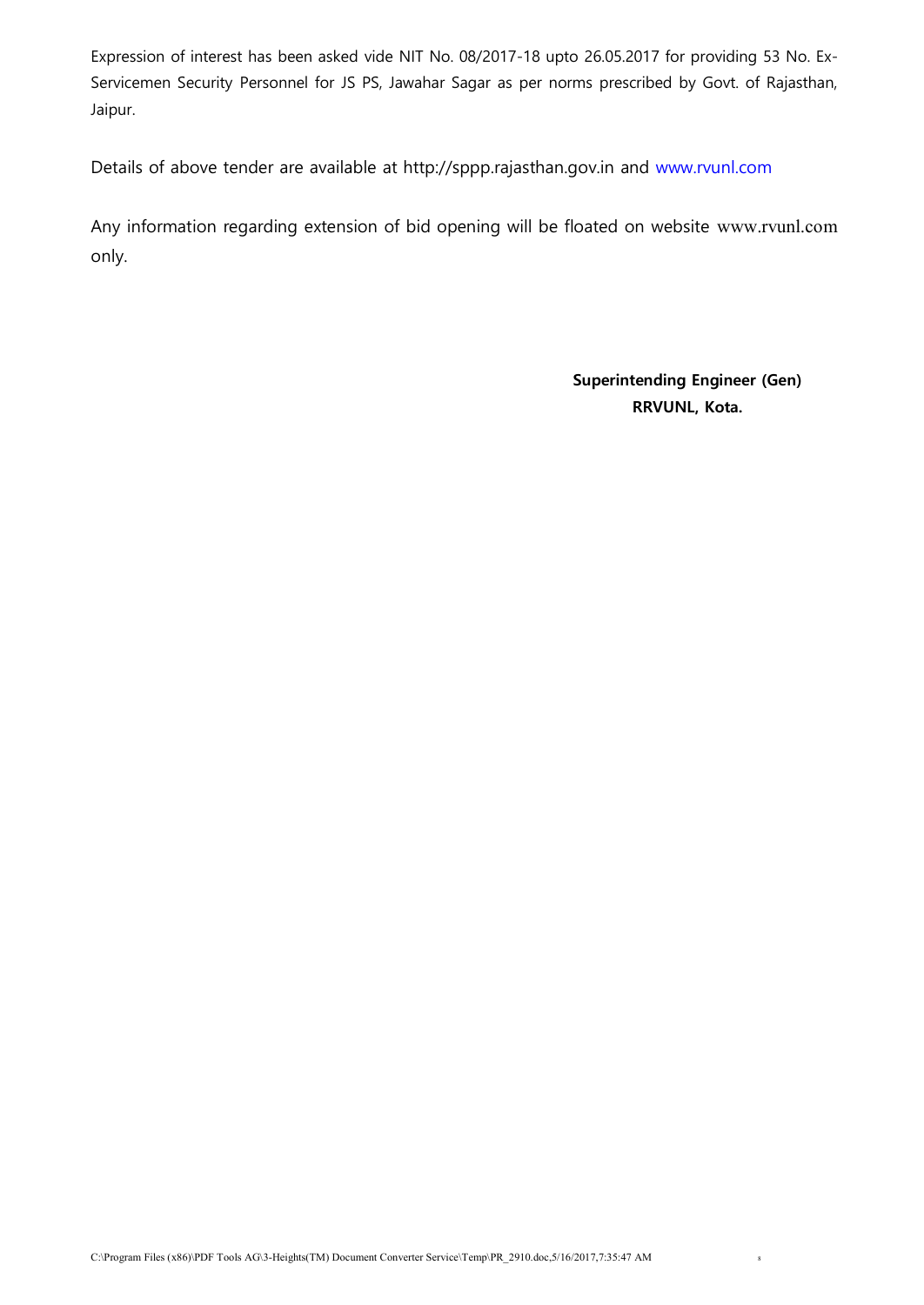Expression of interest has been asked vide NIT No. 08/2017-18 upto 26.05.2017 for providing 53 No. Ex-Servicemen Security Personnel for JS PS, Jawahar Sagar as per norms prescribed by Govt. of Rajasthan, Jaipur.

Details of above tender are available at http://sppp.rajasthan.gov.in and www.rvunl.com

Any information regarding extension of bid opening will be floated on website www.rvunl.com only.

**Superintending Engineer (Gen)**
**RRVUNL, Kota.**